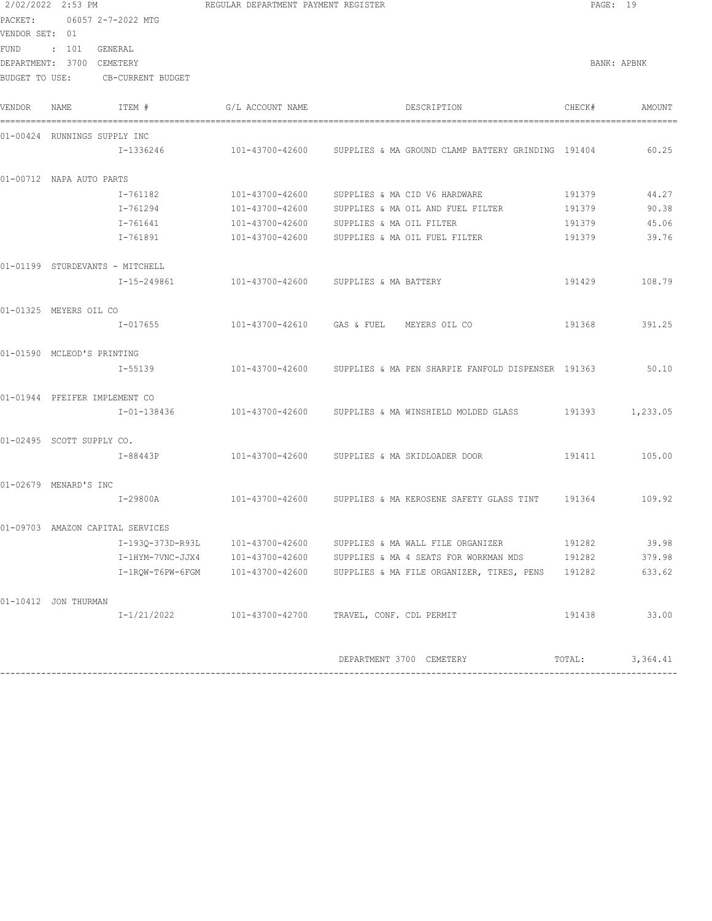2/02/2022 2:53 PM REGULAR DEPARTMENT PAYMENT REGISTER

PACKET: 06057 2-7-2022 MTG
VENDOR SET: 01
FUND : 101 GENERAL
DEPARTMENT: 3700 CEMETERY BANK: APBNK
BUDGET TO USE: CB-CURRENT BUDGET

| VENDOR | NAME | ITEM # | G/L ACCOUNT NAME | DESCRIPTION | CHECK# | AMOUNT |
|---|---|---|---|---|---|---|
| 01-00424 | RUNNINGS SUPPLY INC | | | | | |
| | | I-1336246 | 101-43700-42600 | SUPPLIES & MA GROUND CLAMP BATTERY GRINDING | 191404 | 60.25 |
| 01-00712 | NAPA AUTO PARTS | | | | | |
| | | I-761182 | 101-43700-42600 | SUPPLIES & MA CID V6 HARDWARE | 191379 | 44.27 |
| | | I-761294 | 101-43700-42600 | SUPPLIES & MA OIL AND FUEL FILTER | 191379 | 90.38 |
| | | I-761641 | 101-43700-42600 | SUPPLIES & MA OIL FILTER | 191379 | 45.06 |
| | | I-761891 | 101-43700-42600 | SUPPLIES & MA OIL FUEL FILTER | 191379 | 39.76 |
| 01-01199 | STURDEVANTS - MITCHELL | | | | | |
| | | I-15-249861 | 101-43700-42600 | SUPPLIES & MA BATTERY | 191429 | 108.79 |
| 01-01325 | MEYERS OIL CO | | | | | |
| | | I-017655 | 101-43700-42610 | GAS & FUEL MEYERS OIL CO | 191368 | 391.25 |
| 01-01590 | MCLEOD'S PRINTING | | | | | |
| | | I-55139 | 101-43700-42600 | SUPPLIES & MA PEN SHARPIE FANFOLD DISPENSER | 191363 | 50.10 |
| 01-01944 | PFEIFER IMPLEMENT CO | | | | | |
| | | I-01-138436 | 101-43700-42600 | SUPPLIES & MA WINSHIELD MOLDED GLASS | 191393 | 1,233.05 |
| 01-02495 | SCOTT SUPPLY CO. | | | | | |
| | | I-88443P | 101-43700-42600 | SUPPLIES & MA SKIDLOADER DOOR | 191411 | 105.00 |
| 01-02679 | MENARD'S INC | | | | | |
| | | I-29800A | 101-43700-42600 | SUPPLIES & MA KEROSENE SAFETY GLASS TINT | 191364 | 109.92 |
| 01-09703 | AMAZON CAPITAL SERVICES | | | | | |
| | | I-193Q-373D-R93L | 101-43700-42600 | SUPPLIES & MA WALL FILE ORGANIZER | 191282 | 39.98 |
| | | I-1HYM-7VNC-JJX4 | 101-43700-42600 | SUPPLIES & MA 4 SEATS FOR WORKMAN MDS | 191282 | 379.98 |
| | | I-1RQW-T6PW-6FGM | 101-43700-42600 | SUPPLIES & MA FILE ORGANIZER, TIRES, PENS | 191282 | 633.62 |
| 01-10412 | JON THURMAN | | | | | |
| | | I-1/21/2022 | 101-43700-42700 | TRAVEL, CONF. CDL PERMIT | 191438 | 33.00 |
| | | | | DEPARTMENT 3700 CEMETERY | TOTAL: | 3,364.41 |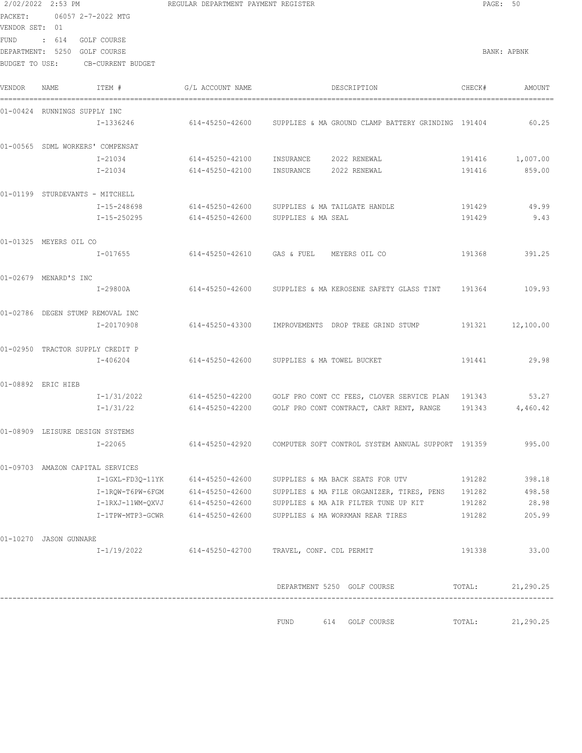2/02/2022 2:53 PM REGULAR DEPARTMENT PAYMENT REGISTER

PACKET: 06057 2-7-2022 MTG
VENDOR SET: 01
FUND : 614 GOLF COURSE
DEPARTMENT: 5250 GOLF COURSE BANK: APBNK
BUDGET TO USE: CB-CURRENT BUDGET

| VENDOR | NAME | ITEM # | G/L ACCOUNT NAME | DESCRIPTION | CHECK# | AMOUNT |
|---|---|---|---|---|---|---|
| 01-00424 | RUNNINGS SUPPLY INC | | | | | |
| | | I-1336246 | 614-45250-42600 | SUPPLIES & MA GROUND CLAMP BATTERY GRINDING | 191404 | 60.25 |
| 01-00565 | SDML WORKERS' COMPENSAT | | | | | |
| | | I-21034 | 614-45250-42100 | INSURANCE 2022 RENEWAL | 191416 | 1,007.00 |
| | | I-21034 | 614-45250-42100 | INSURANCE 2022 RENEWAL | 191416 | 859.00 |
| 01-01199 | STURDEVANTS - MITCHELL | | | | | |
| | | I-15-248698 | 614-45250-42600 | SUPPLIES & MA TAILGATE HANDLE | 191429 | 49.99 |
| | | I-15-250295 | 614-45250-42600 | SUPPLIES & MA SEAL | 191429 | 9.43 |
| 01-01325 | MEYERS OIL CO | | | | | |
| | | I-017655 | 614-45250-42610 | GAS & FUEL MEYERS OIL CO | 191368 | 391.25 |
| 01-02679 | MENARD'S INC | | | | | |
| | | I-29800A | 614-45250-42600 | SUPPLIES & MA KEROSENE SAFETY GLASS TINT | 191364 | 109.93 |
| 01-02786 | DEGEN STUMP REMOVAL INC | | | | | |
| | | I-20170908 | 614-45250-43300 | IMPROVEMENTS DROP TREE GRIND STUMP | 191321 | 12,100.00 |
| 01-02950 | TRACTOR SUPPLY CREDIT P | | | | | |
| | | I-406204 | 614-45250-42600 | SUPPLIES & MA TOWEL BUCKET | 191441 | 29.98 |
| 01-08892 | ERIC HIEB | | | | | |
| | | I-1/31/2022 | 614-45250-42200 | GOLF PRO CONT CC FEES, CLOVER SERVICE PLAN | 191343 | 53.27 |
| | | I-1/31/22 | 614-45250-42200 | GOLF PRO CONT CONTRACT, CART RENT, RANGE | 191343 | 4,460.42 |
| 01-08909 | LEISURE DESIGN SYSTEMS | | | | | |
| | | I-22065 | 614-45250-42920 | COMPUTER SOFT CONTROL SYSTEM ANNUAL SUPPORT | 191359 | 995.00 |
| 01-09703 | AMAZON CAPITAL SERVICES | | | | | |
| | | I-1GXL-FD3Q-11YK | 614-45250-42600 | SUPPLIES & MA BACK SEATS FOR UTV | 191282 | 398.18 |
| | | I-1RQW-T6PW-6FGM | 614-45250-42600 | SUPPLIES & MA FILE ORGANIZER, TIRES, PENS | 191282 | 498.58 |
| | | I-1RXJ-11WM-QXVJ | 614-45250-42600 | SUPPLIES & MA AIR FILTER TUNE UP KIT | 191282 | 28.98 |
| | | I-1TPW-MTP3-GCWR | 614-45250-42600 | SUPPLIES & MA WORKMAN REAR TIRES | 191282 | 205.99 |
| 01-10270 | JASON GUNNARE | | | | | |
| | | I-1/19/2022 | 614-45250-42700 | TRAVEL, CONF. CDL PERMIT | 191338 | 33.00 |

DEPARTMENT 5250 GOLF COURSE TOTAL: 21,290.25

FUND 614 GOLF COURSE TOTAL: 21,290.25